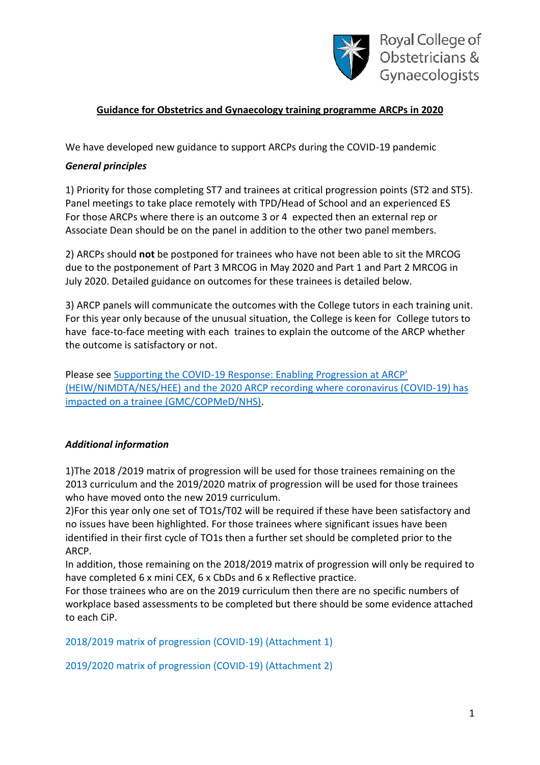Royal College of Obstetricians & Gynaecologists

## Guidance for Obstetrics and Gynaecology training programme ARCPs in 2020

We have developed new guidance to support ARCPs during the COVID-19 pandemic

***General principles***

1) Priority for those completing ST7 and trainees at critical progression points (ST2 and ST5). Panel meetings to take place remotely with TPD/Head of School and an experienced ES For those ARCPs where there is an outcome 3 or 4 expected then an external rep or Associate Dean should be on the panel in addition to the other two panel members.

2) ARCPs should **not** be postponed for trainees who have not been able to sit the MRCOG due to the postponement of Part 3 MRCOG in May 2020 and Part 1 and Part 2 MRCOG in July 2020. Detailed guidance on outcomes for these trainees is detailed below.

3) ARCP panels will communicate the outcomes with the College tutors in each training unit. For this year only because of the unusual situation, the College is keen for College tutors to have face-to-face meeting with each traines to explain the outcome of the ARCP whether the outcome is satisfactory or not.

Please see Supporting the COVID-19 Response: Enabling Progression at ARCP' (HEIW/NIMDTA/NES/HEE) and the 2020 ARCP recording where coronavirus (COVID-19) has impacted on a trainee (GMC/COPMeD/NHS).

***Additional information***

1)The 2018 /2019 matrix of progression will be used for those trainees remaining on the 2013 curriculum and the 2019/2020 matrix of progression will be used for those trainees who have moved onto the new 2019 curriculum.

2)For this year only one set of TO1s/T02 will be required if these have been satisfactory and no issues have been highlighted. For those trainees where significant issues have been identified in their first cycle of TO1s then a further set should be completed prior to the ARCP.

In addition, those remaining on the 2018/2019 matrix of progression will only be required to have completed 6 x mini CEX, 6 x CbDs and 6 x Reflective practice.

For those trainees who are on the 2019 curriculum then there are no specific numbers of workplace based assessments to be completed but there should be some evidence attached to each CiP.

2018/2019 matrix of progression (COVID-19) (Attachment 1)

2019/2020 matrix of progression (COVID-19) (Attachment 2)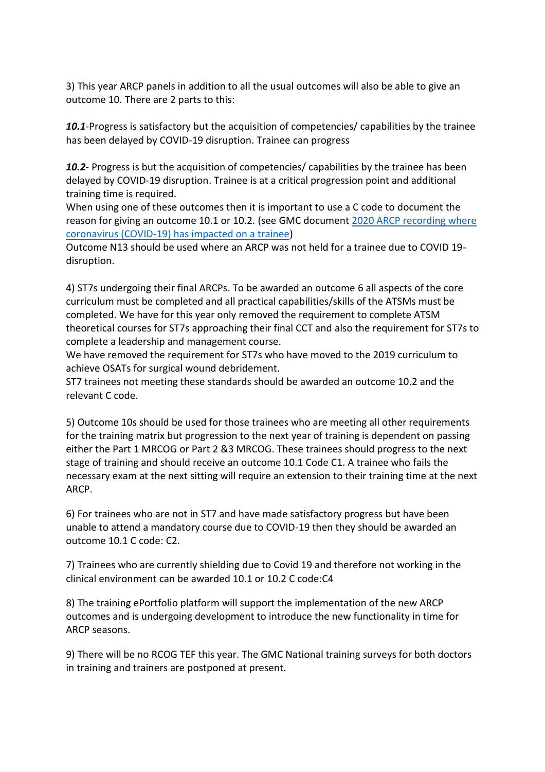3) This year ARCP panels in addition to all the usual outcomes will also be able to give an outcome 10. There are 2 parts to this:

***10.1***-Progress is satisfactory but the acquisition of competencies/ capabilities by the trainee has been delayed by COVID-19 disruption. Trainee can progress

***10.2***- Progress is but the acquisition of competencies/ capabilities by the trainee has been delayed by COVID-19 disruption. Trainee is at a critical progression point and additional training time is required.
When using one of these outcomes then it is important to use a C code to document the reason for giving an outcome 10.1 or 10.2. (see GMC document [2020 ARCP recording where coronavirus (COVID-19) has impacted on a trainee])
Outcome N13 should be used where an ARCP was not held for a trainee due to COVID 19-disruption.

4) ST7s undergoing their final ARCPs. To be awarded an outcome 6 all aspects of the core curriculum must be completed and all practical capabilities/skills of the ATSMs must be completed. We have for this year only removed the requirement to complete ATSM theoretical courses for ST7s approaching their final CCT and also the requirement for ST7s to complete a leadership and management course.
We have removed the requirement for ST7s who have moved to the 2019 curriculum to achieve OSATs for surgical wound debridement.
ST7 trainees not meeting these standards should be awarded an outcome 10.2 and the relevant C code.

5) Outcome 10s should be used for those trainees who are meeting all other requirements for the training matrix but progression to the next year of training is dependent on passing either the Part 1 MRCOG or Part 2 &3 MRCOG. These trainees should progress to the next stage of training and should receive an outcome 10.1 Code C1. A trainee who fails the necessary exam at the next sitting will require an extension to their training time at the next ARCP.

6) For trainees who are not in ST7 and have made satisfactory progress but have been unable to attend a mandatory course due to COVID-19 then they should be awarded an outcome 10.1 C code: C2.

7) Trainees who are currently shielding due to Covid 19 and therefore not working in the clinical environment can be awarded 10.1 or 10.2 C code:C4

8) The training ePortfolio platform will support the implementation of the new ARCP outcomes and is undergoing development to introduce the new functionality in time for ARCP seasons.

9) There will be no RCOG TEF this year. The GMC National training surveys for both doctors in training and trainers are postponed at present.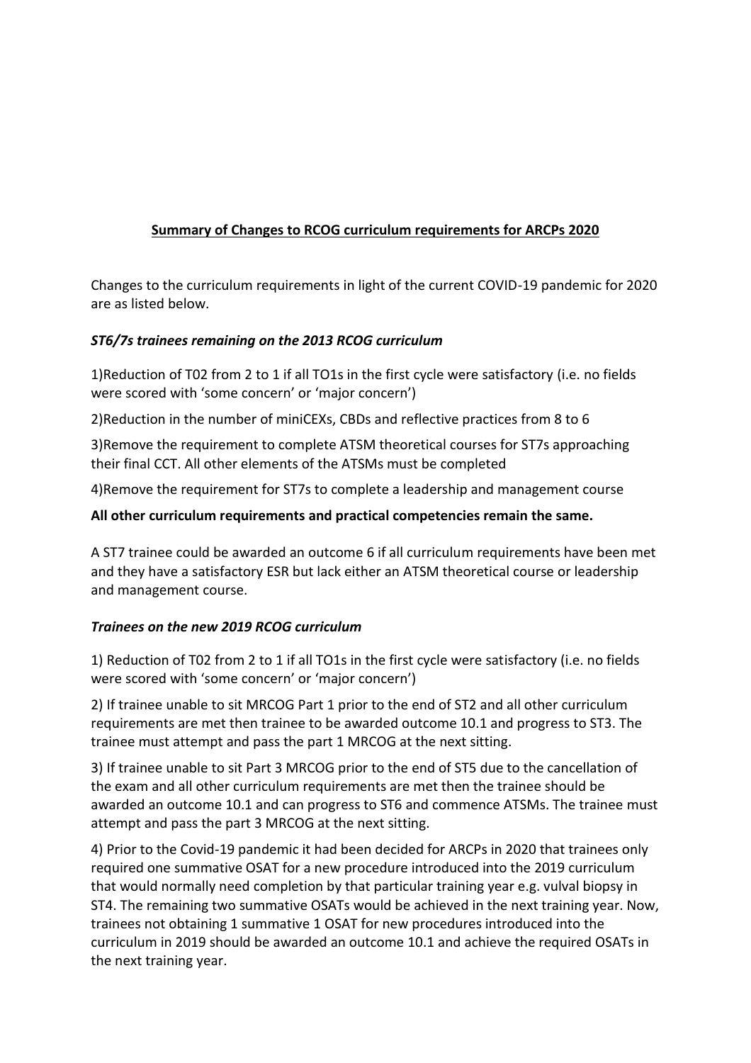**Summary of Changes to RCOG curriculum requirements for ARCPs 2020**

Changes to the curriculum requirements in light of the current COVID-19 pandemic for 2020 are as listed below.

### *ST6/7s trainees remaining on the 2013 RCOG curriculum*

1)Reduction of T02 from 2 to 1 if all TO1s in the first cycle were satisfactory (i.e. no fields were scored with 'some concern' or 'major concern')

2)Reduction in the number of miniCEXs, CBDs and reflective practices from 8 to 6

3)Remove the requirement to complete ATSM theoretical courses for ST7s approaching their final CCT. All other elements of the ATSMs must be completed

4)Remove the requirement for ST7s to complete a leadership and management course

**All other curriculum requirements and practical competencies remain the same.**

A ST7 trainee could be awarded an outcome 6 if all curriculum requirements have been met and they have a satisfactory ESR but lack either an ATSM theoretical course or leadership and management course.

### *Trainees on the new 2019 RCOG curriculum*

1) Reduction of T02 from 2 to 1 if all TO1s in the first cycle were satisfactory (i.e. no fields were scored with 'some concern' or 'major concern')

2) If trainee unable to sit MRCOG Part 1 prior to the end of ST2 and all other curriculum requirements are met then trainee to be awarded outcome 10.1 and progress to ST3. The trainee must attempt and pass the part 1 MRCOG at the next sitting.

3) If trainee unable to sit Part 3 MRCOG prior to the end of ST5 due to the cancellation of the exam and all other curriculum requirements are met then the trainee should be awarded an outcome 10.1 and can progress to ST6 and commence ATSMs. The trainee must attempt and pass the part 3 MRCOG at the next sitting.

4) Prior to the Covid-19 pandemic it had been decided for ARCPs in 2020 that trainees only required one summative OSAT for a new procedure introduced into the 2019 curriculum that would normally need completion by that particular training year e.g. vulval biopsy in ST4. The remaining two summative OSATs would be achieved in the next training year. Now, trainees not obtaining 1 summative 1 OSAT for new procedures introduced into the curriculum in 2019 should be awarded an outcome 10.1 and achieve the required OSATs in the next training year.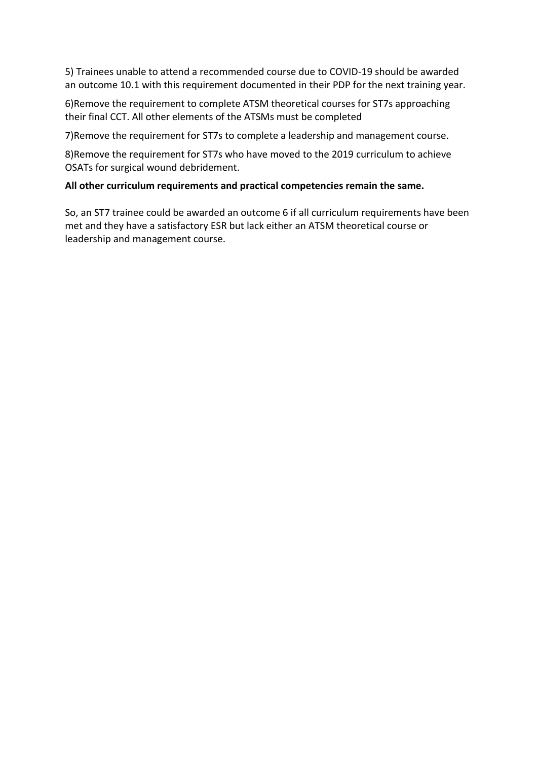5) Trainees unable to attend a recommended course due to COVID-19 should be awarded an outcome 10.1 with this requirement documented in their PDP for the next training year.

6)Remove the requirement to complete ATSM theoretical courses for ST7s approaching their final CCT. All other elements of the ATSMs must be completed

7)Remove the requirement for ST7s to complete a leadership and management course.

8)Remove the requirement for ST7s who have moved to the 2019 curriculum to achieve OSATs for surgical wound debridement.

**All other curriculum requirements and practical competencies remain the same.**

So, an ST7 trainee could be awarded an outcome 6 if all curriculum requirements have been met and they have a satisfactory ESR but lack either an ATSM theoretical course or leadership and management course.